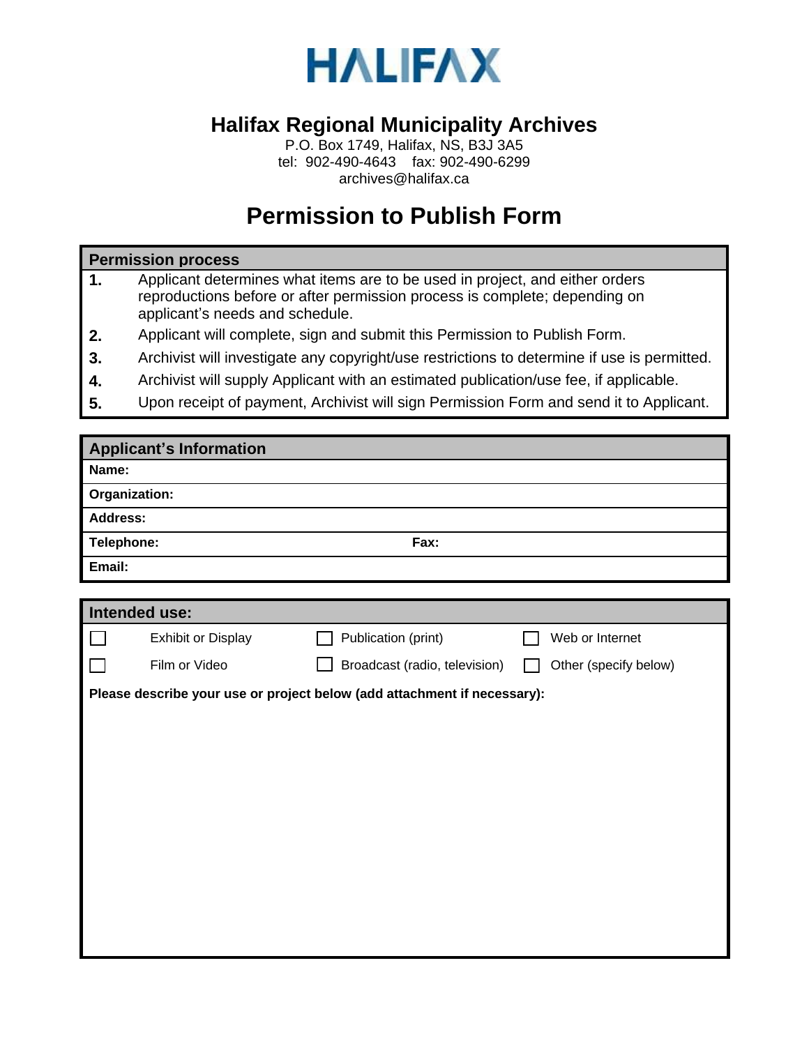# HALIFAX

## Halifax Regional Municipality Archives

P.O. Box 1749, Halifax, NS, B3J 3A5
tel: 902-490-4643 fax: 902-490-6299
archives@halifax.ca

# Permission to Publish Form

### Permission process

1. Applicant determines what items are to be used in project, and either orders reproductions before or after permission process is complete; depending on applicant's needs and schedule.
2. Applicant will complete, sign and submit this Permission to Publish Form.
3. Archivist will investigate any copyright/use restrictions to determine if use is permitted.
4. Archivist will supply Applicant with an estimated publication/use fee, if applicable.
5. Upon receipt of payment, Archivist will sign Permission Form and send it to Applicant.

### Applicant's Information

| | |
|---|---|
| **Name:** | |
| **Organization:** | |
| **Address:** | |
| **Telephone:** | **Fax:** |
| **Email:** | |

### Intended use:

| | | |
|---|---|---|
| ☐ Exhibit or Display | ☐ Publication (print) | ☐ Web or Internet |
| ☐ Film or Video | ☐ Broadcast (radio, television) | ☐ Other (specify below) |

**Please describe your use or project below (add attachment if necessary):**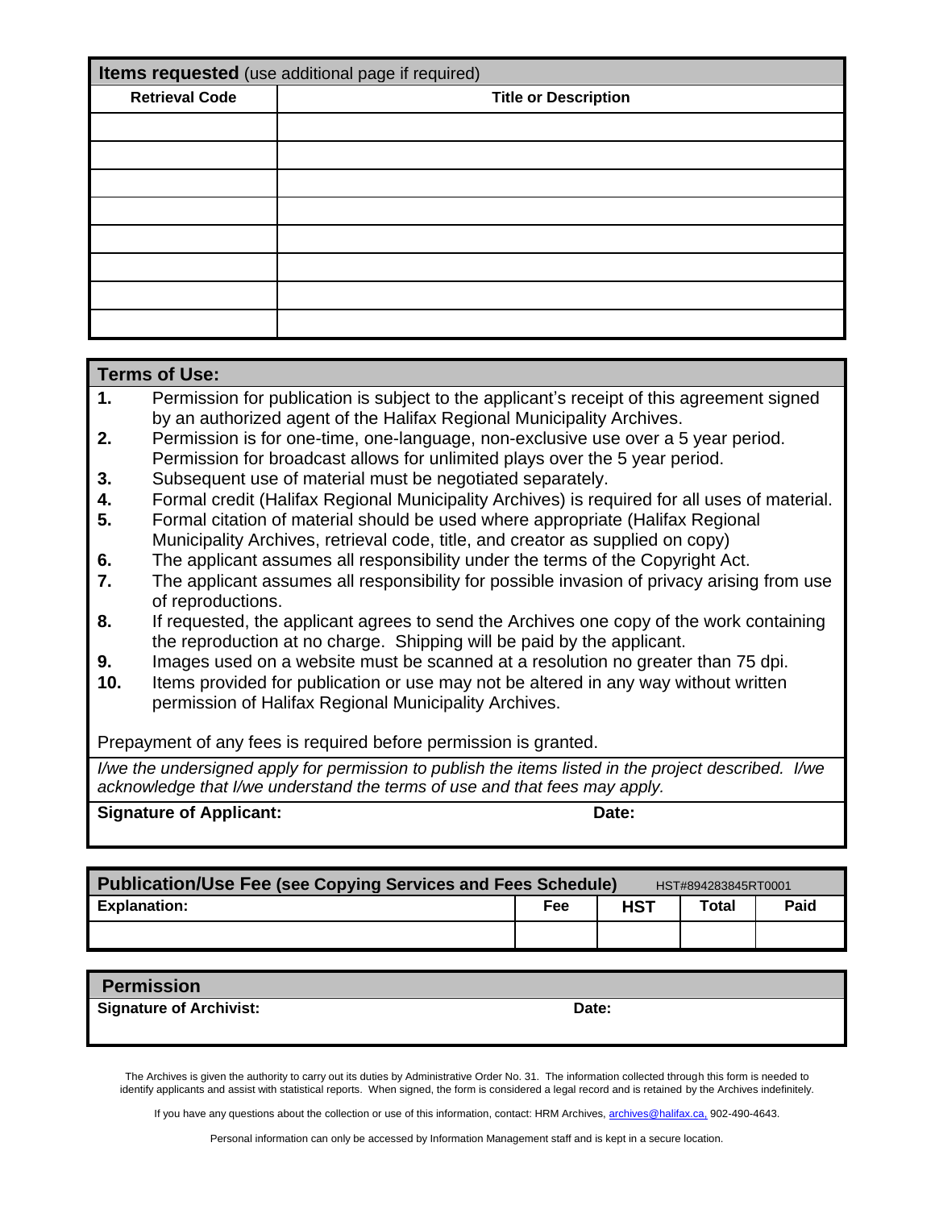## Items requested (use additional page if required)

| Retrieval Code | Title or Description |
| --- | --- |
| | |
| | |
| | |
| | |
| | |
| | |
| | |
| | |

## Terms of Use:

1. Permission for publication is subject to the applicant's receipt of this agreement signed by an authorized agent of the Halifax Regional Municipality Archives.
2. Permission is for one-time, one-language, non-exclusive use over a 5 year period. Permission for broadcast allows for unlimited plays over the 5 year period.
3. Subsequent use of material must be negotiated separately.
4. Formal credit (Halifax Regional Municipality Archives) is required for all uses of material.
5. Formal citation of material should be used where appropriate (Halifax Regional Municipality Archives, retrieval code, title, and creator as supplied on copy)
6. The applicant assumes all responsibility under the terms of the Copyright Act.
7. The applicant assumes all responsibility for possible invasion of privacy arising from use of reproductions.
8. If requested, the applicant agrees to send the Archives one copy of the work containing the reproduction at no charge. Shipping will be paid by the applicant.
9. Images used on a website must be scanned at a resolution no greater than 75 dpi.
10. Items provided for publication or use may not be altered in any way without written permission of Halifax Regional Municipality Archives.

Prepayment of any fees is required before permission is granted.

*I/we the undersigned apply for permission to publish the items listed in the project described. I/we acknowledge that I/we understand the terms of use and that fees may apply.*

**Signature of Applicant:** **Date:**

## Publication/Use Fee (see Copying Services and Fees Schedule) HST#894283845RT0001

| Explanation: | Fee | HST | Total | Paid |
| --- | --- | --- | --- | --- |
| | | | | |

## Permission

**Signature of Archivist:** **Date:**

The Archives is given the authority to carry out its duties by Administrative Order No. 31. The information collected through this form is needed to identify applicants and assist with statistical reports. When signed, the form is considered a legal record and is retained by the Archives indefinitely.

If you have any questions about the collection or use of this information, contact: HRM Archives, archives@halifax.ca, 902-490-4643.

Personal information can only be accessed by Information Management staff and is kept in a secure location.